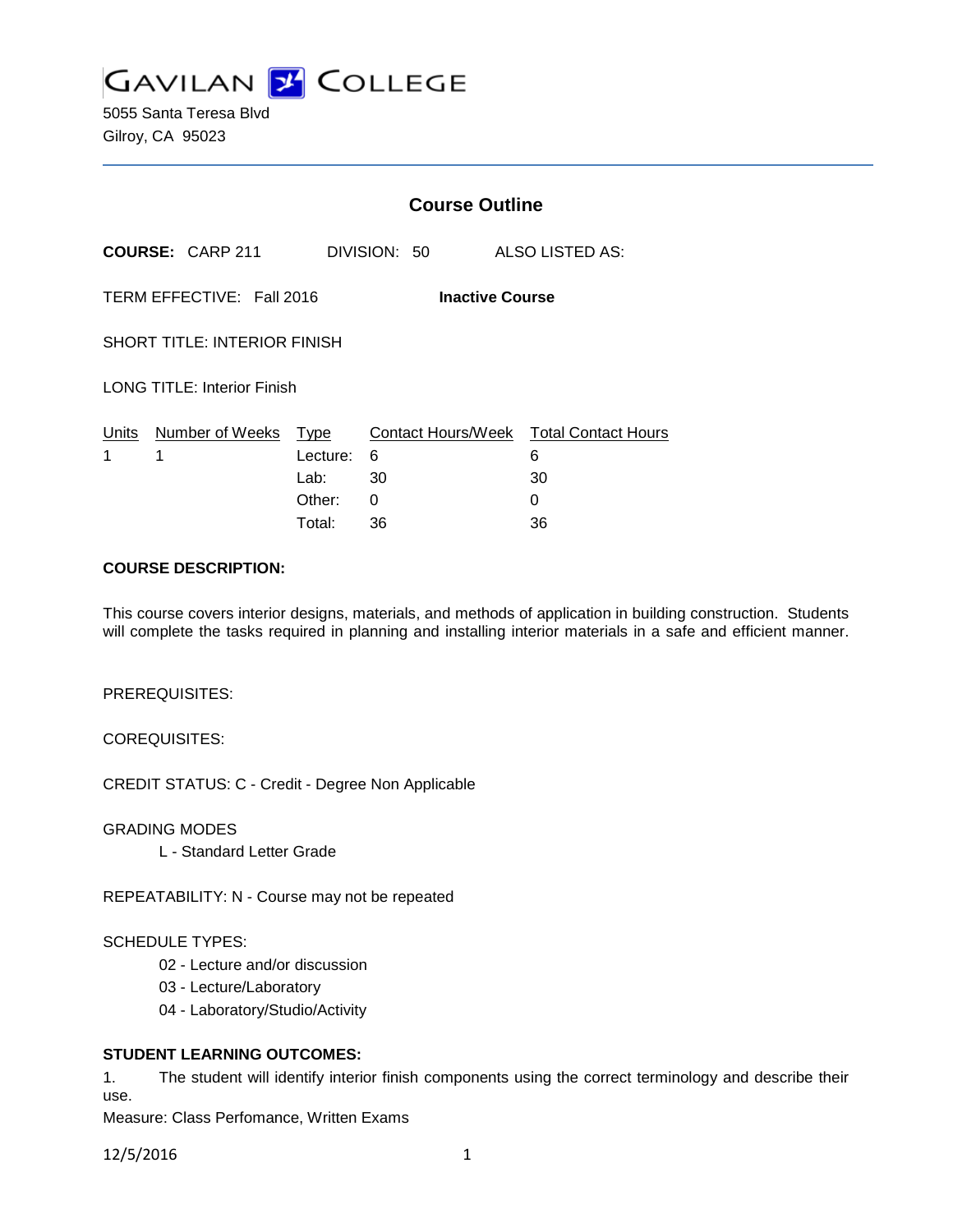# GAVILAN COLLEGE

5055 Santa Teresa Blvd
Gilroy, CA 95023

## Course Outline

**COURSE:** CARP 211 DIVISION: 50 ALSO LISTED AS:

TERM EFFECTIVE: Fall 2016 **Inactive Course**

SHORT TITLE: INTERIOR FINISH

LONG TITLE: Interior Finish

| Units | Number of Weeks | Type | Contact Hours/Week | Total Contact Hours |
|---|---|---|---|---|
| 1 | 1 | Lecture: | 6 | 6 |
| | | Lab: | 30 | 30 |
| | | Other: | 0 | 0 |
| | | Total: | 36 | 36 |

**COURSE DESCRIPTION:**

This course covers interior designs, materials, and methods of application in building construction. Students will complete the tasks required in planning and installing interior materials in a safe and efficient manner.

PREREQUISITES:

COREQUISITES:

CREDIT STATUS: C - Credit - Degree Non Applicable

GRADING MODES

L - Standard Letter Grade

REPEATABILITY: N - Course may not be repeated

SCHEDULE TYPES:

02 - Lecture and/or discussion
03 - Lecture/Laboratory
04 - Laboratory/Studio/Activity

**STUDENT LEARNING OUTCOMES:**

1. The student will identify interior finish components using the correct terminology and describe their use.

Measure: Class Perfomance, Written Exams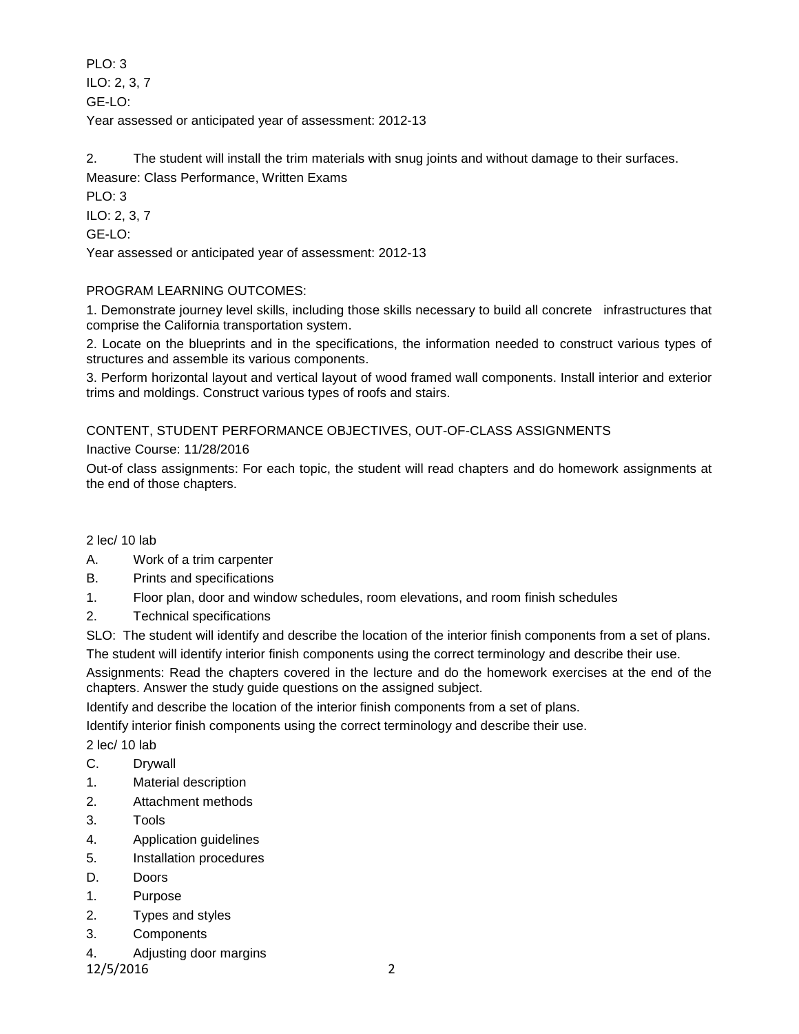PLO: 3

ILO: 2, 3, 7

GE-LO:

Year assessed or anticipated year of assessment: 2012-13

2. The student will install the trim materials with snug joints and without damage to their surfaces.

Measure: Class Performance, Written Exams

PLO: 3

ILO: 2, 3, 7

GE-LO:

Year assessed or anticipated year of assessment: 2012-13

PROGRAM LEARNING OUTCOMES:

1. Demonstrate journey level skills, including those skills necessary to build all concrete infrastructures that comprise the California transportation system.

2. Locate on the blueprints and in the specifications, the information needed to construct various types of structures and assemble its various components.

3. Perform horizontal layout and vertical layout of wood framed wall components. Install interior and exterior trims and moldings. Construct various types of roofs and stairs.

CONTENT, STUDENT PERFORMANCE OBJECTIVES, OUT-OF-CLASS ASSIGNMENTS

Inactive Course: 11/28/2016

Out-of class assignments: For each topic, the student will read chapters and do homework assignments at the end of those chapters.

2 lec/ 10 lab

A. Work of a trim carpenter

B. Prints and specifications

1. Floor plan, door and window schedules, room elevations, and room finish schedules

2. Technical specifications

SLO: The student will identify and describe the location of the interior finish components from a set of plans. The student will identify interior finish components using the correct terminology and describe their use.

Assignments: Read the chapters covered in the lecture and do the homework exercises at the end of the chapters. Answer the study guide questions on the assigned subject.

Identify and describe the location of the interior finish components from a set of plans.

Identify interior finish components using the correct terminology and describe their use.

2 lec/ 10 lab

C. Drywall

1. Material description

2. Attachment methods

3. Tools

4. Application guidelines

5. Installation procedures

D. Doors

1. Purpose

2. Types and styles

3. Components

4. Adjusting door margins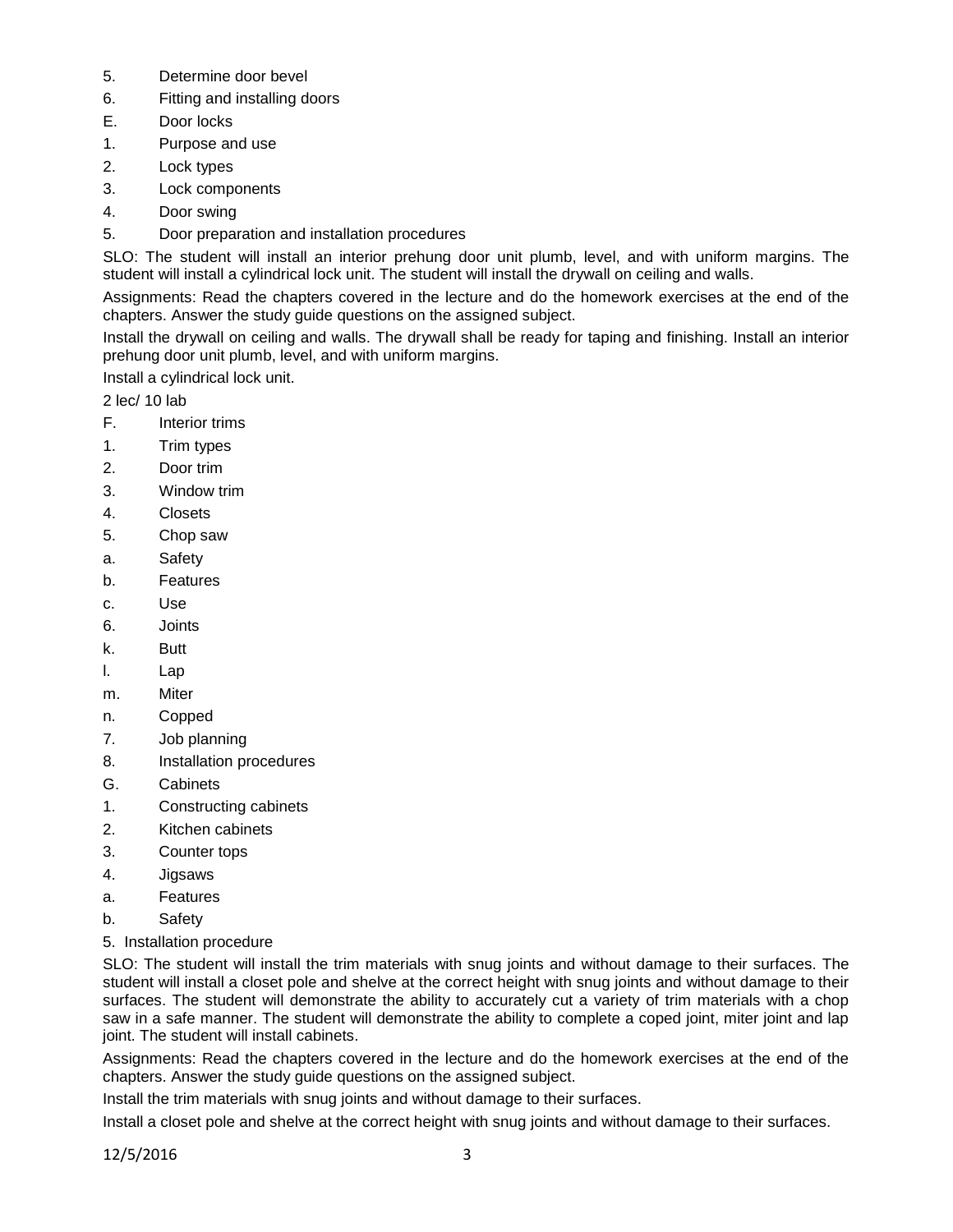5. Determine door bevel
6. Fitting and installing doors

E. Door locks

1. Purpose and use
2. Lock types
3. Lock components
4. Door swing
5. Door preparation and installation procedures

SLO: The student will install an interior prehung door unit plumb, level, and with uniform margins. The student will install a cylindrical lock unit. The student will install the drywall on ceiling and walls.

Assignments: Read the chapters covered in the lecture and do the homework exercises at the end of the chapters. Answer the study guide questions on the assigned subject.

Install the drywall on ceiling and walls. The drywall shall be ready for taping and finishing. Install an interior prehung door unit plumb, level, and with uniform margins.

Install a cylindrical lock unit.

2 lec/ 10 lab

F. Interior trims

1. Trim types
2. Door trim
3. Window trim
4. Closets
5. Chop saw

a. Safety

b. Features

c. Use

6. Joints

k. Butt

l. Lap

m. Miter

n. Copped

7. Job planning
8. Installation procedures

G. Cabinets

1. Constructing cabinets
2. Kitchen cabinets
3. Counter tops
4. Jigsaws

a. Features

b. Safety

5. Installation procedure

SLO: The student will install the trim materials with snug joints and without damage to their surfaces. The student will install a closet pole and shelve at the correct height with snug joints and without damage to their surfaces. The student will demonstrate the ability to accurately cut a variety of trim materials with a chop saw in a safe manner. The student will demonstrate the ability to complete a coped joint, miter joint and lap joint. The student will install cabinets.

Assignments: Read the chapters covered in the lecture and do the homework exercises at the end of the chapters. Answer the study guide questions on the assigned subject.

Install the trim materials with snug joints and without damage to their surfaces.

Install a closet pole and shelve at the correct height with snug joints and without damage to their surfaces.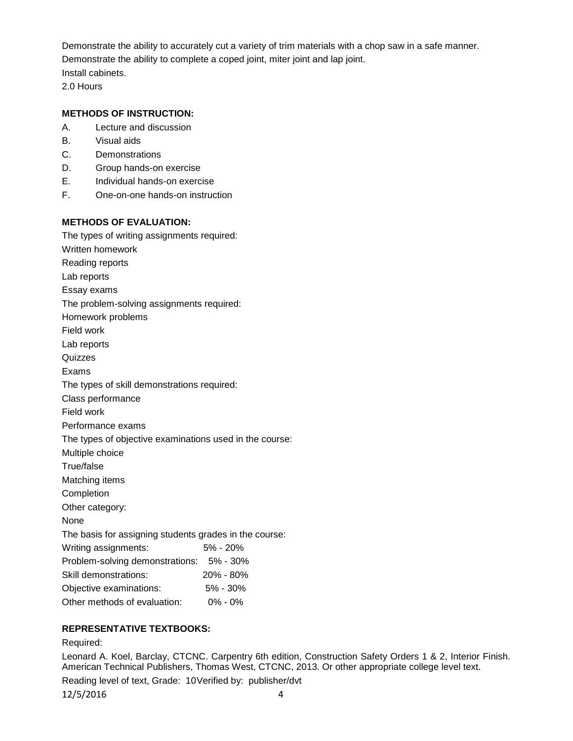Demonstrate the ability to accurately cut a variety of trim materials with a chop saw in a safe manner.
Demonstrate the ability to complete a coped joint, miter joint and lap joint.
Install cabinets.
2.0 Hours

## METHODS OF INSTRUCTION:

A. Lecture and discussion
B. Visual aids
C. Demonstrations
D. Group hands-on exercise
E. Individual hands-on exercise
F. One-on-one hands-on instruction

## METHODS OF EVALUATION:

The types of writing assignments required:
Written homework
Reading reports
Lab reports
Essay exams
The problem-solving assignments required:
Homework problems
Field work
Lab reports
Quizzes
Exams
The types of skill demonstrations required:
Class performance
Field work
Performance exams
The types of objective examinations used in the course:
Multiple choice
True/false
Matching items
Completion
Other category:
None
The basis for assigning students grades in the course:

| | |
|---|---|
| Writing assignments: | 5% - 20% |
| Problem-solving demonstrations: | 5% - 30% |
| Skill demonstrations: | 20% - 80% |
| Objective examinations: | 5% - 30% |
| Other methods of evaluation: | 0% - 0% |

## REPRESENTATIVE TEXTBOOKS:

Required:
Leonard A. Koel, Barclay, CTCNC. Carpentry 6th edition, Construction Safety Orders 1 & 2, Interior Finish. American Technical Publishers, Thomas West, CTCNC, 2013. Or other appropriate college level text.
Reading level of text, Grade: 10Verified by: publisher/dvt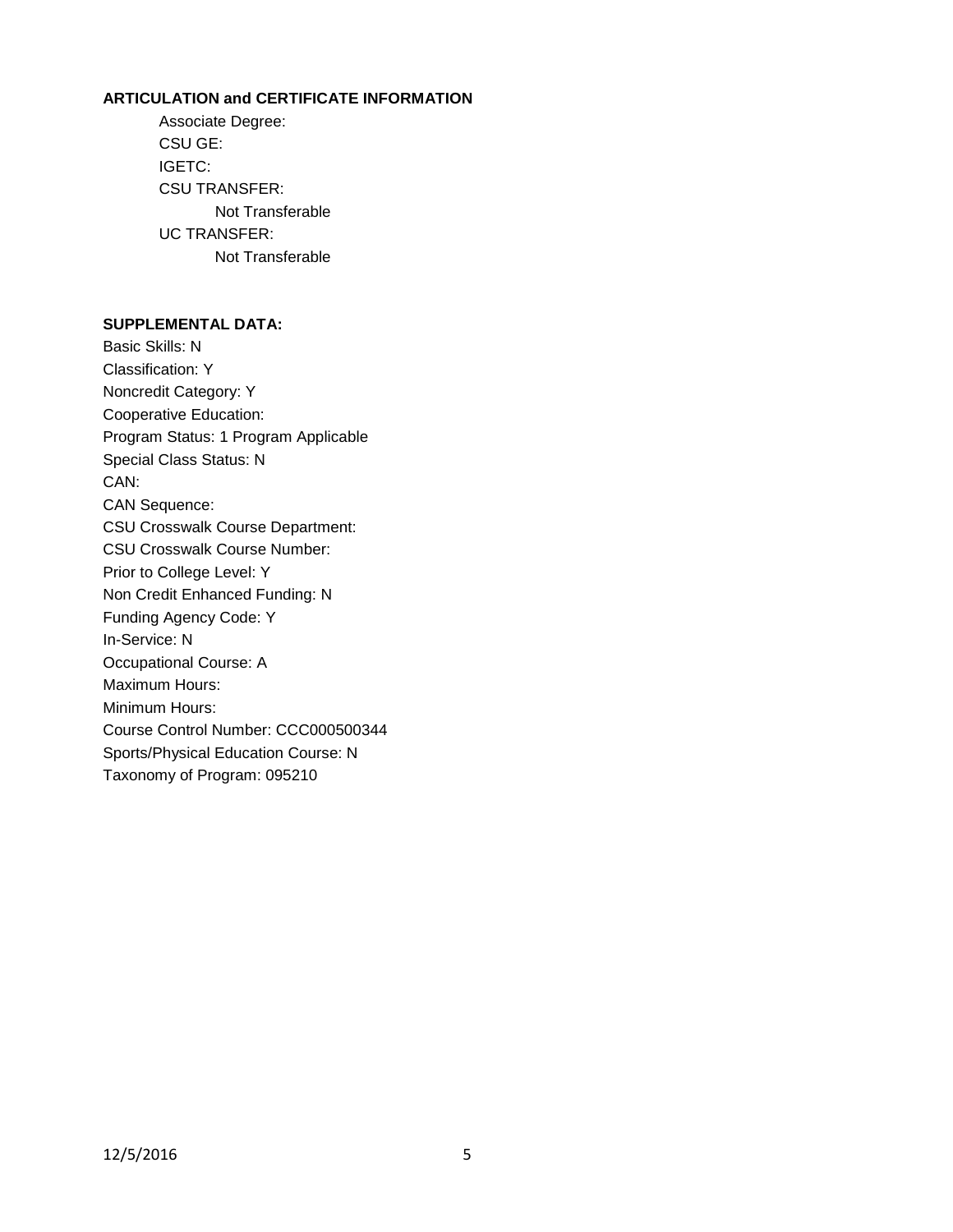**ARTICULATION and CERTIFICATE INFORMATION**

Associate Degree:
CSU GE:
IGETC:
CSU TRANSFER:
Not Transferable
UC TRANSFER:
Not Transferable

**SUPPLEMENTAL DATA:**

Basic Skills: N
Classification: Y
Noncredit Category: Y
Cooperative Education:
Program Status: 1 Program Applicable
Special Class Status: N
CAN:
CAN Sequence:
CSU Crosswalk Course Department:
CSU Crosswalk Course Number:
Prior to College Level: Y
Non Credit Enhanced Funding: N
Funding Agency Code: Y
In-Service: N
Occupational Course: A
Maximum Hours:
Minimum Hours:
Course Control Number: CCC000500344
Sports/Physical Education Course: N
Taxonomy of Program: 095210